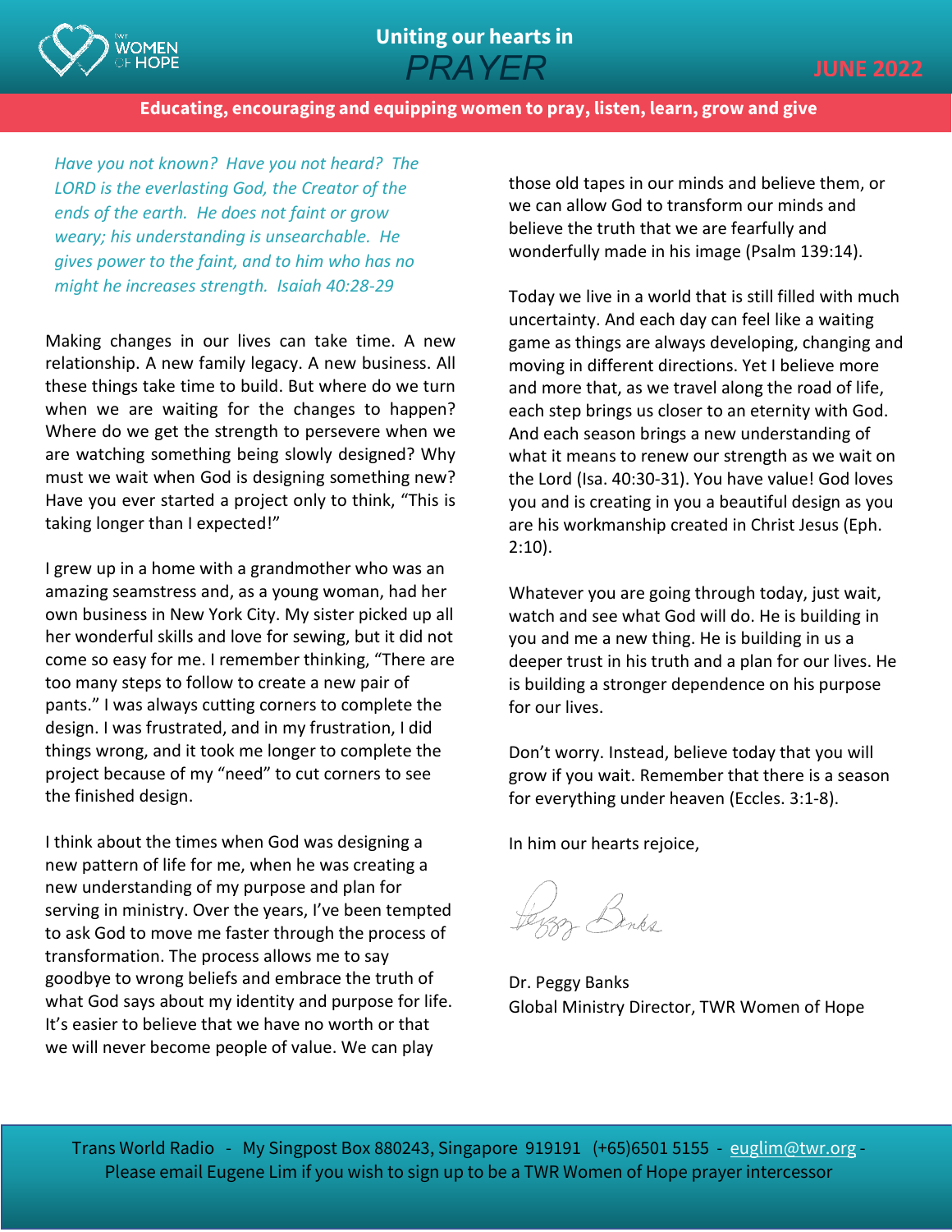TWR WOMEN OF HOPE

# Uniting our hearts in PRAYER

JUNE 2022

**Educating, encouraging and equipping women to pray, listen, learn, grow and give**

*Have you not known? Have you not heard? The LORD is the everlasting God, the Creator of the ends of the earth. He does not faint or grow weary; his understanding is unsearchable. He gives power to the faint, and to him who has no might he increases strength. Isaiah 40:28-29*

Making changes in our lives can take time. A new relationship. A new family legacy. A new business. All these things take time to build. But where do we turn when we are waiting for the changes to happen? Where do we get the strength to persevere when we are watching something being slowly designed? Why must we wait when God is designing something new? Have you ever started a project only to think, "This is taking longer than I expected!"

I grew up in a home with a grandmother who was an amazing seamstress and, as a young woman, had her own business in New York City. My sister picked up all her wonderful skills and love for sewing, but it did not come so easy for me. I remember thinking, "There are too many steps to follow to create a new pair of pants." I was always cutting corners to complete the design. I was frustrated, and in my frustration, I did things wrong, and it took me longer to complete the project because of my "need" to cut corners to see the finished design.

I think about the times when God was designing a new pattern of life for me, when he was creating a new understanding of my purpose and plan for serving in ministry. Over the years, I've been tempted to ask God to move me faster through the process of transformation. The process allows me to say goodbye to wrong beliefs and embrace the truth of what God says about my identity and purpose for life. It's easier to believe that we have no worth or that we will never become people of value. We can play those old tapes in our minds and believe them, or we can allow God to transform our minds and believe the truth that we are fearfully and wonderfully made in his image (Psalm 139:14).

Today we live in a world that is still filled with much uncertainty. And each day can feel like a waiting game as things are always developing, changing and moving in different directions. Yet I believe more and more that, as we travel along the road of life, each step brings us closer to an eternity with God. And each season brings a new understanding of what it means to renew our strength as we wait on the Lord (Isa. 40:30-31). You have value! God loves you and is creating in you a beautiful design as you are his workmanship created in Christ Jesus (Eph. 2:10).

Whatever you are going through today, just wait, watch and see what God will do. He is building in you and me a new thing. He is building in us a deeper trust in his truth and a plan for our lives. He is building a stronger dependence on his purpose for our lives.

Don't worry. Instead, believe today that you will grow if you wait. Remember that there is a season for everything under heaven (Eccles. 3:1-8).

In him our hearts rejoice,

Peggy Banks

Dr. Peggy Banks
Global Ministry Director, TWR Women of Hope

Trans World Radio - My Singpost Box 880243, Singapore 919191 (+65)6501 5155 - euglim@twr.org - Please email Eugene Lim if you wish to sign up to be a TWR Women of Hope prayer intercessor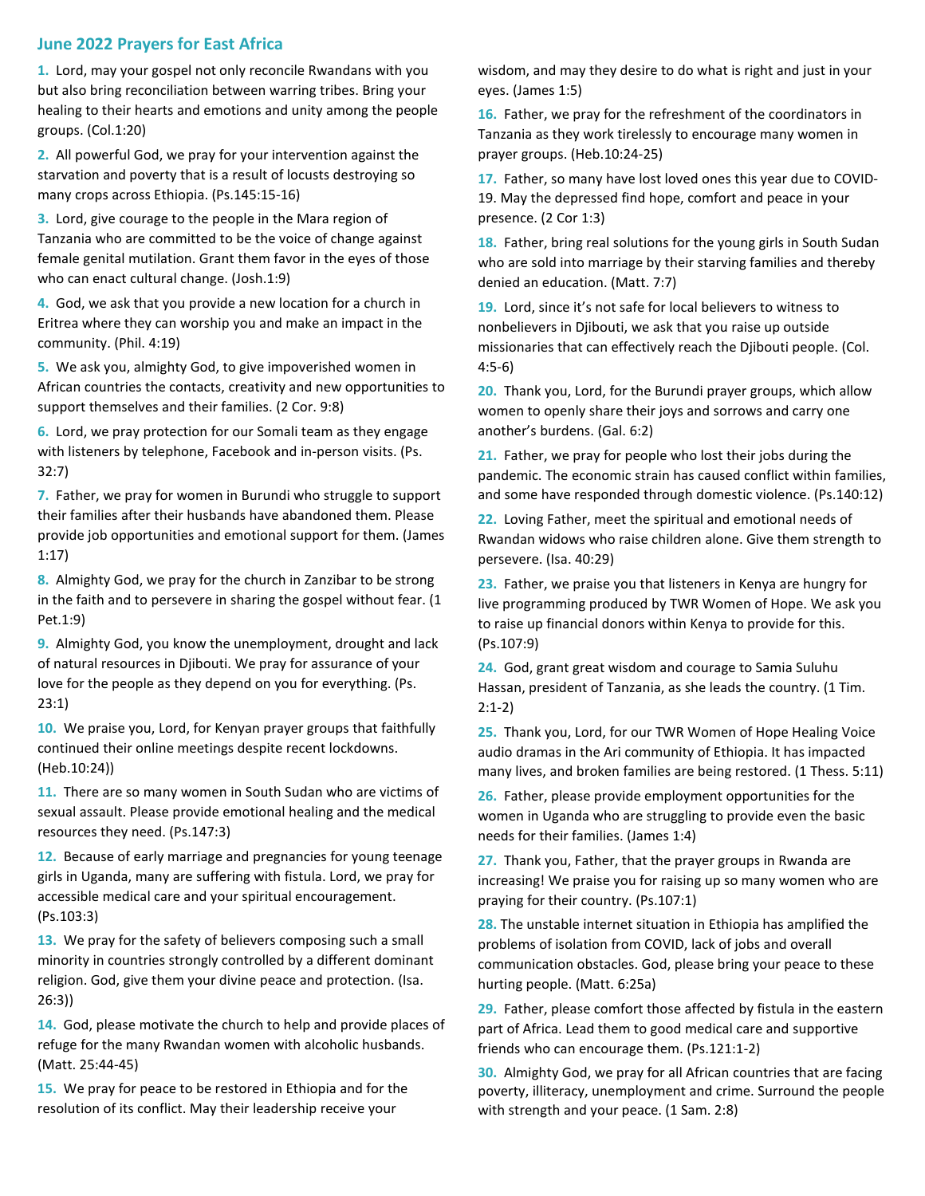## June 2022 Prayers for East Africa

**1.** Lord, may your gospel not only reconcile Rwandans with you but also bring reconciliation between warring tribes. Bring your healing to their hearts and emotions and unity among the people groups. (Col.1:20)

**2.** All powerful God, we pray for your intervention against the starvation and poverty that is a result of locusts destroying so many crops across Ethiopia. (Ps.145:15-16)

**3.** Lord, give courage to the people in the Mara region of Tanzania who are committed to be the voice of change against female genital mutilation. Grant them favor in the eyes of those who can enact cultural change. (Josh.1:9)

**4.** God, we ask that you provide a new location for a church in Eritrea where they can worship you and make an impact in the community. (Phil. 4:19)

**5.** We ask you, almighty God, to give impoverished women in African countries the contacts, creativity and new opportunities to support themselves and their families. (2 Cor. 9:8)

**6.** Lord, we pray protection for our Somali team as they engage with listeners by telephone, Facebook and in-person visits. (Ps. 32:7)

**7.** Father, we pray for women in Burundi who struggle to support their families after their husbands have abandoned them. Please provide job opportunities and emotional support for them. (James 1:17)

**8.** Almighty God, we pray for the church in Zanzibar to be strong in the faith and to persevere in sharing the gospel without fear. (1 Pet.1:9)

**9.** Almighty God, you know the unemployment, drought and lack of natural resources in Djibouti. We pray for assurance of your love for the people as they depend on you for everything. (Ps. 23:1)

**10.** We praise you, Lord, for Kenyan prayer groups that faithfully continued their online meetings despite recent lockdowns. (Heb.10:24))

**11.** There are so many women in South Sudan who are victims of sexual assault. Please provide emotional healing and the medical resources they need. (Ps.147:3)

**12.** Because of early marriage and pregnancies for young teenage girls in Uganda, many are suffering with fistula. Lord, we pray for accessible medical care and your spiritual encouragement. (Ps.103:3)

**13.** We pray for the safety of believers composing such a small minority in countries strongly controlled by a different dominant religion. God, give them your divine peace and protection. (Isa. 26:3))

**14.** God, please motivate the church to help and provide places of refuge for the many Rwandan women with alcoholic husbands. (Matt. 25:44-45)

**15.** We pray for peace to be restored in Ethiopia and for the resolution of its conflict. May their leadership receive your wisdom, and may they desire to do what is right and just in your eyes. (James 1:5)

**16.** Father, we pray for the refreshment of the coordinators in Tanzania as they work tirelessly to encourage many women in prayer groups. (Heb.10:24-25)

**17.** Father, so many have lost loved ones this year due to COVID-19. May the depressed find hope, comfort and peace in your presence. (2 Cor 1:3)

**18.** Father, bring real solutions for the young girls in South Sudan who are sold into marriage by their starving families and thereby denied an education. (Matt. 7:7)

**19.** Lord, since it's not safe for local believers to witness to nonbelievers in Djibouti, we ask that you raise up outside missionaries that can effectively reach the Djibouti people. (Col. 4:5-6)

**20.** Thank you, Lord, for the Burundi prayer groups, which allow women to openly share their joys and sorrows and carry one another's burdens. (Gal. 6:2)

**21.** Father, we pray for people who lost their jobs during the pandemic. The economic strain has caused conflict within families, and some have responded through domestic violence. (Ps.140:12)

**22.** Loving Father, meet the spiritual and emotional needs of Rwandan widows who raise children alone. Give them strength to persevere. (Isa. 40:29)

**23.** Father, we praise you that listeners in Kenya are hungry for live programming produced by TWR Women of Hope. We ask you to raise up financial donors within Kenya to provide for this. (Ps.107:9)

**24.** God, grant great wisdom and courage to Samia Suluhu Hassan, president of Tanzania, as she leads the country. (1 Tim. 2:1-2)

**25.** Thank you, Lord, for our TWR Women of Hope Healing Voice audio dramas in the Ari community of Ethiopia. It has impacted many lives, and broken families are being restored. (1 Thess. 5:11)

**26.** Father, please provide employment opportunities for the women in Uganda who are struggling to provide even the basic needs for their families. (James 1:4)

**27.** Thank you, Father, that the prayer groups in Rwanda are increasing! We praise you for raising up so many women who are praying for their country. (Ps.107:1)

**28.** The unstable internet situation in Ethiopia has amplified the problems of isolation from COVID, lack of jobs and overall communication obstacles. God, please bring your peace to these hurting people. (Matt. 6:25a)

**29.** Father, please comfort those affected by fistula in the eastern part of Africa. Lead them to good medical care and supportive friends who can encourage them. (Ps.121:1-2)

**30.** Almighty God, we pray for all African countries that are facing poverty, illiteracy, unemployment and crime. Surround the people with strength and your peace. (1 Sam. 2:8)